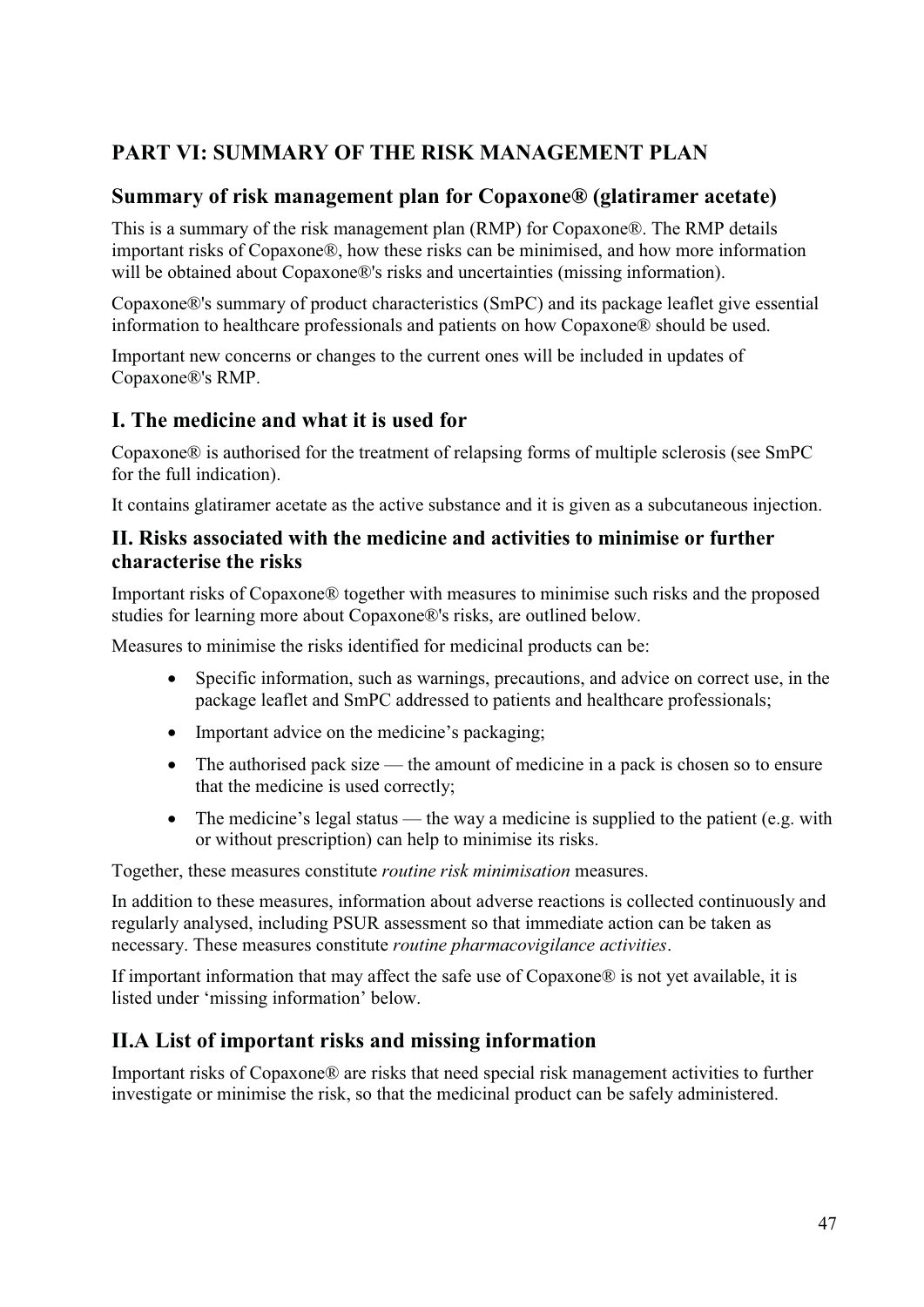# PART VI: SUMMARY OF THE RISK MANAGEMENT PLAN

## Summary of risk management plan for Copaxone® (glatiramer acetate)

This is a summary of the risk management plan (RMP) for Copaxone®. The RMP details important risks of Copaxone®, how these risks can be minimised, and how more information will be obtained about Copaxone®'s risks and uncertainties (missing information).

Copaxone®'s summary of product characteristics (SmPC) and its package leaflet give essential information to healthcare professionals and patients on how Copaxone® should be used.

Important new concerns or changes to the current ones will be included in updates of Copaxone®'s RMP.

## I. The medicine and what it is used for

Copaxone® is authorised for the treatment of relapsing forms of multiple sclerosis (see SmPC for the full indication).

It contains glatiramer acetate as the active substance and it is given as a subcutaneous injection.

### II. Risks associated with the medicine and activities to minimise or further characterise the risks

Important risks of Copaxone® together with measures to minimise such risks and the proposed studies for learning more about Copaxone®'s risks, are outlined below.

Measures to minimise the risks identified for medicinal products can be:

- Specific information, such as warnings, precautions, and advice on correct use, in the package leaflet and SmPC addressed to patients and healthcare professionals;
- Important advice on the medicine's packaging;
- The authorised pack size — the amount of medicine in a pack is chosen so to ensure that the medicine is used correctly;
- The medicine's legal status — the way a medicine is supplied to the patient (e.g. with or without prescription) can help to minimise its risks.

Together, these measures constitute *routine risk minimisation* measures.

In addition to these measures, information about adverse reactions is collected continuously and regularly analysed, including PSUR assessment so that immediate action can be taken as necessary. These measures constitute *routine pharmacovigilance activities*.

If important information that may affect the safe use of Copaxone® is not yet available, it is listed under 'missing information' below.

## II.A List of important risks and missing information

Important risks of Copaxone® are risks that need special risk management activities to further investigate or minimise the risk, so that the medicinal product can be safely administered.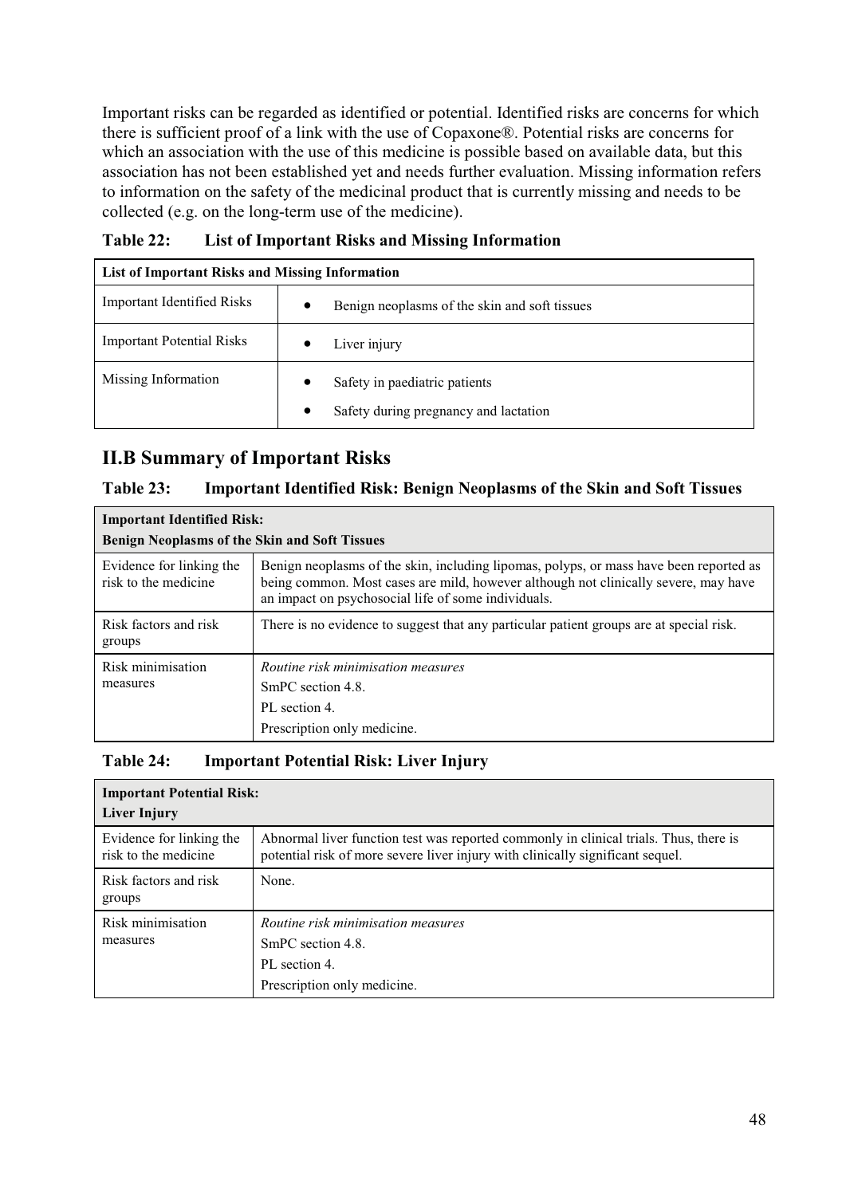Important risks can be regarded as identified or potential. Identified risks are concerns for which there is sufficient proof of a link with the use of Copaxone®. Potential risks are concerns for which an association with the use of this medicine is possible based on available data, but this association has not been established yet and needs further evaluation. Missing information refers to information on the safety of the medicinal product that is currently missing and needs to be collected (e.g. on the long-term use of the medicine).

**Table 22: List of Important Risks and Missing Information**

| **List of Important Risks and Missing Information** | |
|---|---|
| Important Identified Risks | • Benign neoplasms of the skin and soft tissues |
| Important Potential Risks | • Liver injury |
| Missing Information | • Safety in paediatric patients<br>• Safety during pregnancy and lactation |

## II.B Summary of Important Risks

**Table 23: Important Identified Risk: Benign Neoplasms of the Skin and Soft Tissues**

| **Important Identified Risk:**<br>**Benign Neoplasms of the Skin and Soft Tissues** | |
|---|---|
| Evidence for linking the risk to the medicine | Benign neoplasms of the skin, including lipomas, polyps, or mass have been reported as being common. Most cases are mild, however although not clinically severe, may have an impact on psychosocial life of some individuals. |
| Risk factors and risk groups | There is no evidence to suggest that any particular patient groups are at special risk. |
| Risk minimisation measures | *Routine risk minimisation measures*<br>SmPC section 4.8.<br>PL section 4.<br>Prescription only medicine. |

**Table 24: Important Potential Risk: Liver Injury**

| **Important Potential Risk:**<br>**Liver Injury** | |
|---|---|
| Evidence for linking the risk to the medicine | Abnormal liver function test was reported commonly in clinical trials. Thus, there is potential risk of more severe liver injury with clinically significant sequel. |
| Risk factors and risk groups | None. |
| Risk minimisation measures | *Routine risk minimisation measures*<br>SmPC section 4.8.<br>PL section 4.<br>Prescription only medicine. |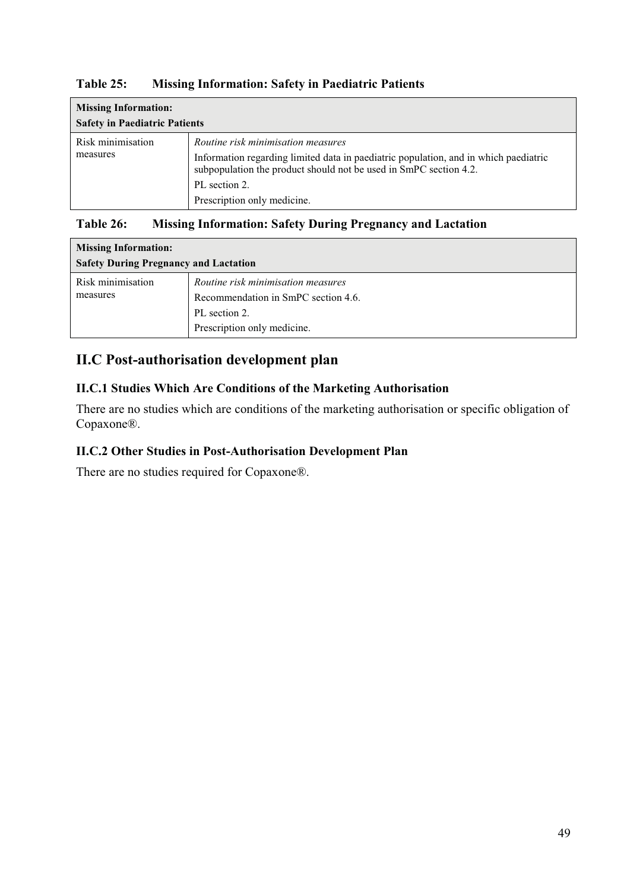**Table 25: Missing Information: Safety in Paediatric Patients**

| **Missing Information:** **Safety in Paediatric Patients** | |
|---|---|
| Risk minimisation measures | *Routine risk minimisation measures*<br>Information regarding limited data in paediatric population, and in which paediatric subpopulation the product should not be used in SmPC section 4.2.<br>PL section 2.<br>Prescription only medicine. |

**Table 26: Missing Information: Safety During Pregnancy and Lactation**

| **Missing Information:** **Safety During Pregnancy and Lactation** | |
|---|---|
| Risk minimisation measures | *Routine risk minimisation measures*<br>Recommendation in SmPC section 4.6.<br>PL section 2.<br>Prescription only medicine. |

## II.C Post-authorisation development plan

### II.C.1 Studies Which Are Conditions of the Marketing Authorisation

There are no studies which are conditions of the marketing authorisation or specific obligation of Copaxone®.

### II.C.2 Other Studies in Post-Authorisation Development Plan

There are no studies required for Copaxone®.